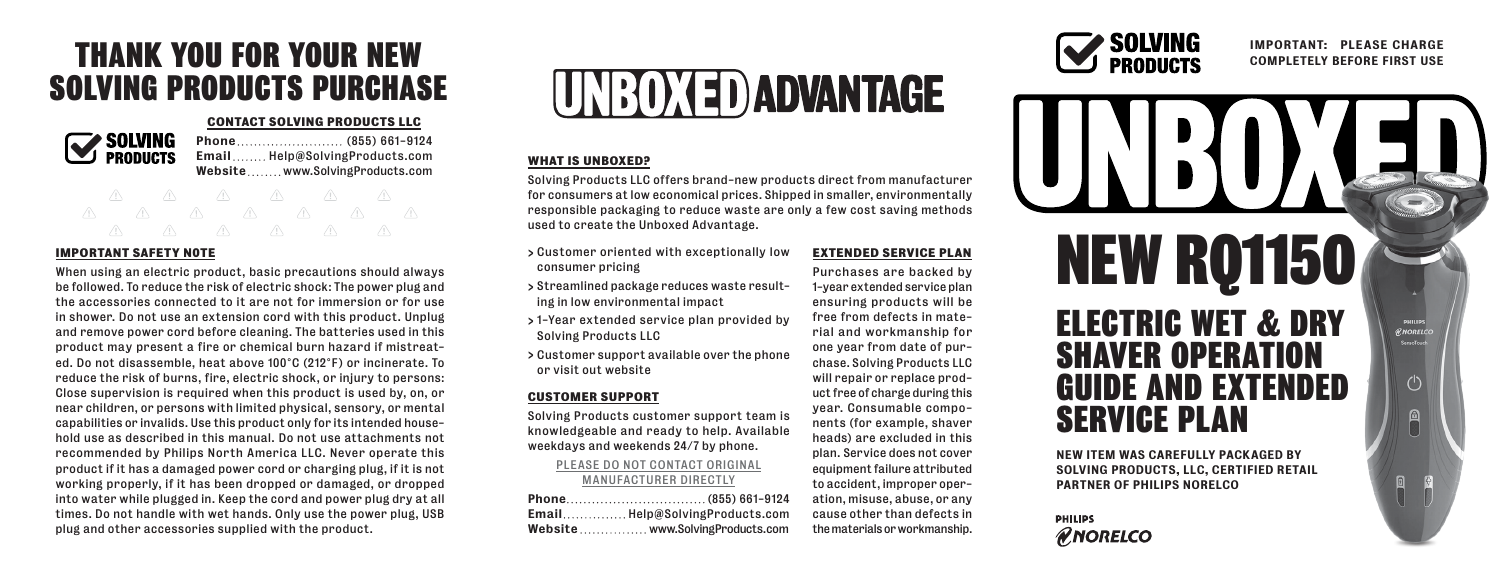# THANK YOU FOR YOUR NEW SOLVING PRODUCTS PURCHASE

SOLVING PRODUCTS

### CONTACT SOLVING PRODUCTS LLC

**Phone** ........................ (855) 661-9124
**Email** ........ Help@SolvingProducts.com
**Website** ........ www.SolvingProducts.com

### IMPORTANT SAFETY NOTE

When using an electric product, basic precautions should always be followed. To reduce the risk of electric shock: The power plug and the accessories connected to it are not for immersion or for use in shower. Do not use an extension cord with this product. Unplug and remove power cord before cleaning. The batteries used in this product may present a fire or chemical burn hazard if mistreated. Do not disassemble, heat above 100°C (212°F) or incinerate. To reduce the risk of burns, fire, electric shock, or injury to persons: Close supervision is required when this product is used by, on, or near children, or persons with limited physical, sensory, or mental capabilities or invalids. Use this product only for its intended household use as described in this manual. Do not use attachments not recommended by Philips North America LLC. Never operate this product if it has a damaged power cord or charging plug, if it is not working properly, if it has been dropped or damaged, or dropped into water while plugged in. Keep the cord and power plug dry at all times. Do not handle with wet hands. Only use the power plug, USB plug and other accessories supplied with the product.

# UNBOXED ADVANTAGE

### WHAT IS UNBOXED?

Solving Products LLC offers brand-new products direct from manufacturer for consumers at low economical prices. Shipped in smaller, environmentally responsible packaging to reduce waste are only a few cost saving methods used to create the Unboxed Advantage.

> Customer oriented with exceptionally low consumer pricing
> Streamlined package reduces waste resulting in low environmental impact
> 1-Year extended service plan provided by Solving Products LLC
> Customer support available over the phone or visit out website

### CUSTOMER SUPPORT

Solving Products customer support team is knowledgeable and ready to help. Available weekdays and weekends 24/7 by phone.

PLEASE DO NOT CONTACT ORIGINAL MANUFACTURER DIRECTLY

**Phone** ................................ (855) 661-9124
**Email** .............. Help@SolvingProducts.com
**Website** ............... www.SolvingProducts.com

### EXTENDED SERVICE PLAN

Purchases are backed by 1-year extended service plan ensuring products will be free from defects in material and workmanship for one year from date of purchase. Solving Products LLC will repair or replace product free of charge during this year. Consumable components (for example, shaver heads) are excluded in this plan. Service does not cover equipment failure attributed to accident, improper operation, misuse, abuse, or any cause other than defects in the materials or workmanship.

SOLVING PRODUCTS

**IMPORTANT: PLEASE CHARGE COMPLETELY BEFORE FIRST USE**

# UNBOXED

# NEW RQ1150

# ELECTRIC WET & DRY SHAVER OPERATION GUIDE AND EXTENDED SERVICE PLAN

**NEW ITEM WAS CAREFULLY PACKAGED BY SOLVING PRODUCTS, LLC, CERTIFIED RETAIL PARTNER OF PHILIPS NORELCO**

PHILIPS NORELCO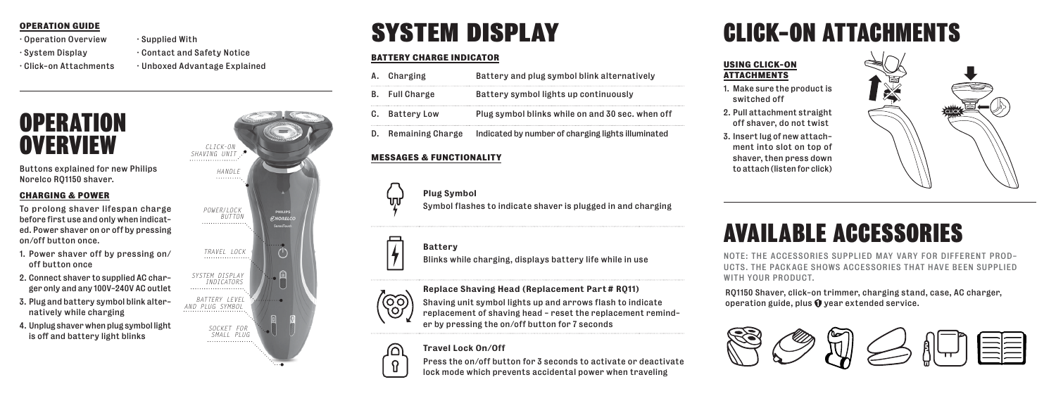#### OPERATION GUIDE

- Operation Overview
- System Display
- Click-on Attachments
- Supplied With
- Contact and Safety Notice
- Unboxed Advantage Explained

# OPERATION OVERVIEW

Buttons explained for new Philips Norelco RQ1150 shaver.

### CHARGING & POWER

To prolong shaver lifespan charge before first use and only when indicated. Power shaver on or off by pressing on/off button once.

1. Power shaver off by pressing on/off button once
2. Connect shaver to supplied AC charger only and any 100V-240V AC outlet
3. Plug and battery symbol blink alternatively while charging
4. Unplug shaver when plug symbol light is off and battery light blinks

*CLICK-ON SHAVING UNIT*

*HANDLE*

*POWER/LOCK BUTTON*

*TRAVEL LOCK*

*SYSTEM DISPLAY INDICATORS*

*BATTERY LEVEL AND PLUG SYMBOL*

*SOCKET FOR SMALL PLUG*

# SYSTEM DISPLAY

### BATTERY CHARGE INDICATOR

| | |
|---|---|
| A. Charging | Battery and plug symbol blink alternatively |
| B. Full Charge | Battery symbol lights up continuously |
| C. Battery Low | Plug symbol blinks while on and 30 sec. when off |
| D. Remaining Charge | Indicated by number of charging lights illuminated |

### MESSAGES & FUNCTIONALITY

**Plug Symbol**

Symbol flashes to indicate shaver is plugged in and charging

**Battery**

Blinks while charging, displays battery life while in use

**Replace Shaving Head (Replacement Part # RQ11)**

Shaving unit symbol lights up and arrows flash to indicate replacement of shaving head - reset the replacement reminder by pressing the on/off button for 7 seconds

**Travel Lock On/Off**

Press the on/off button for 3 seconds to activate or deactivate lock mode which prevents accidental power when traveling

# CLICK-ON ATTACHMENTS

### USING CLICK-ON ATTACHMENTS

1. Make sure the product is switched off
2. Pull attachment straight off shaver, do not twist
3. Insert lug of new attachment into slot on top of shaver, then press down to attach (listen for click)

# AVAILABLE ACCESSORIES

NOTE: THE ACCESSORIES SUPPLIED MAY VARY FOR DIFFERENT PRODUCTS. THE PACKAGE SHOWS ACCESSORIES THAT HAVE BEEN SUPPLIED WITH YOUR PRODUCT.

RQ1150 Shaver, click-on trimmer, charging stand, case, AC charger, operation guide, plus 1 year extended service.